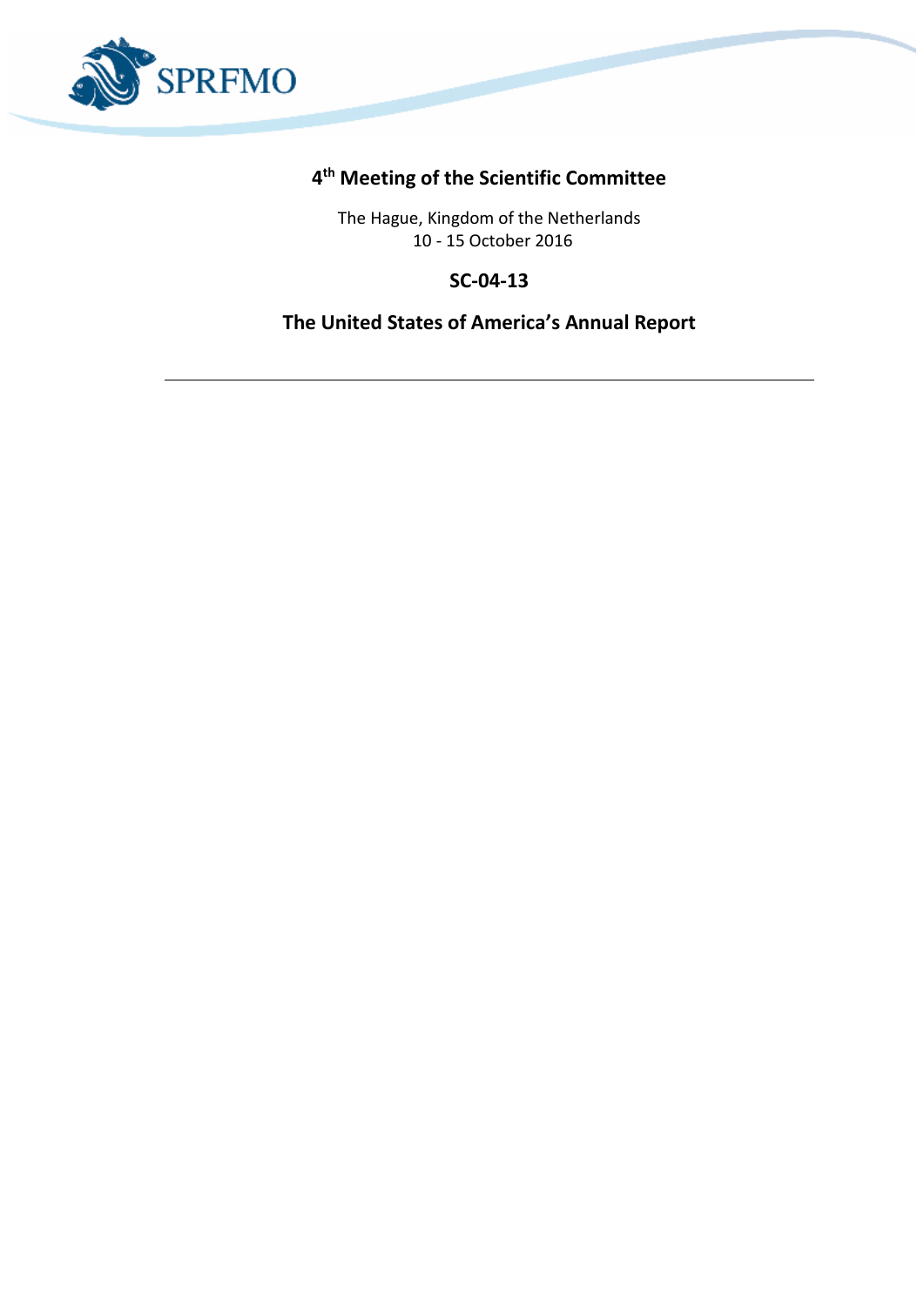SPRFMO

# 4th Meeting of the Scientific Committee

The Hague, Kingdom of the Netherlands
10 - 15 October 2016

## SC-04-13

## The United States of America's Annual Report

---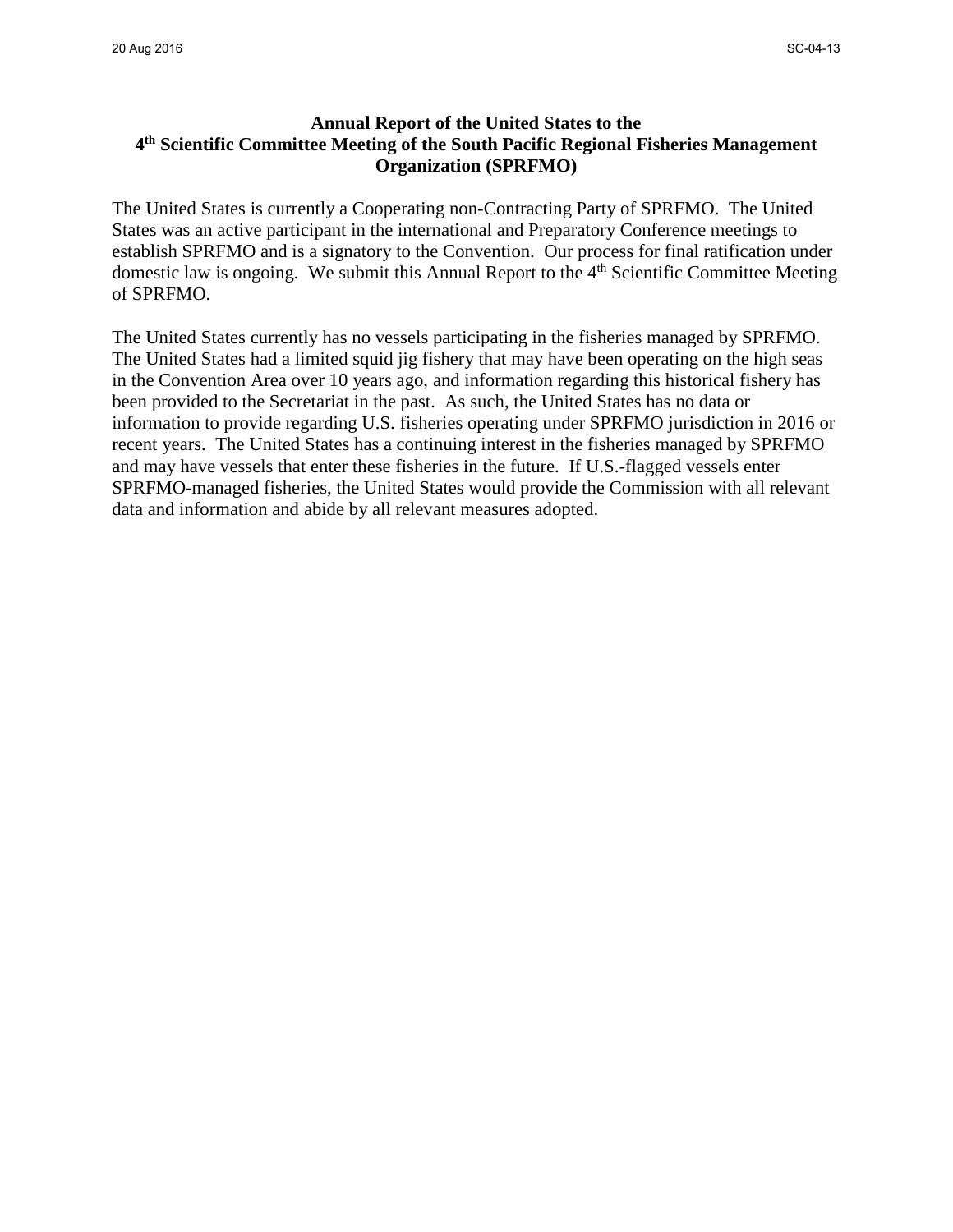**Annual Report of the United States to the 4th Scientific Committee Meeting of the South Pacific Regional Fisheries Management Organization (SPRFMO)**

The United States is currently a Cooperating non-Contracting Party of SPRFMO. The United States was an active participant in the international and Preparatory Conference meetings to establish SPRFMO and is a signatory to the Convention. Our process for final ratification under domestic law is ongoing. We submit this Annual Report to the 4th Scientific Committee Meeting of SPRFMO.

The United States currently has no vessels participating in the fisheries managed by SPRFMO. The United States had a limited squid jig fishery that may have been operating on the high seas in the Convention Area over 10 years ago, and information regarding this historical fishery has been provided to the Secretariat in the past. As such, the United States has no data or information to provide regarding U.S. fisheries operating under SPRFMO jurisdiction in 2016 or recent years. The United States has a continuing interest in the fisheries managed by SPRFMO and may have vessels that enter these fisheries in the future. If U.S.-flagged vessels enter SPRFMO-managed fisheries, the United States would provide the Commission with all relevant data and information and abide by all relevant measures adopted.